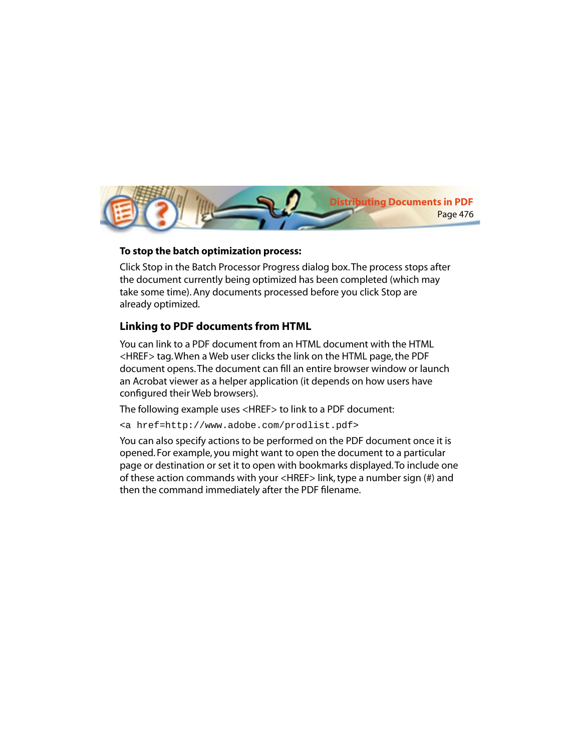**To stop the batch optimization process:**

Click Stop in the Batch Processor Progress dialog box. The process stops after the document currently being optimized has been completed (which may take some time). Any documents processed before you click Stop are already optimized.

## Linking to PDF documents from HTML

You can link to a PDF document from an HTML document with the HTML <HREF> tag. When a Web user clicks the link on the HTML page, the PDF document opens. The document can fill an entire browser window or launch an Acrobat viewer as a helper application (it depends on how users have configured their Web browsers).

The following example uses <HREF> to link to a PDF document:

```
<a href=http://www.adobe.com/prodlist.pdf>
```

You can also specify actions to be performed on the PDF document once it is opened. For example, you might want to open the document to a particular page or destination or set it to open with bookmarks displayed. To include one of these action commands with your <HREF> link, type a number sign (#) and then the command immediately after the PDF filename.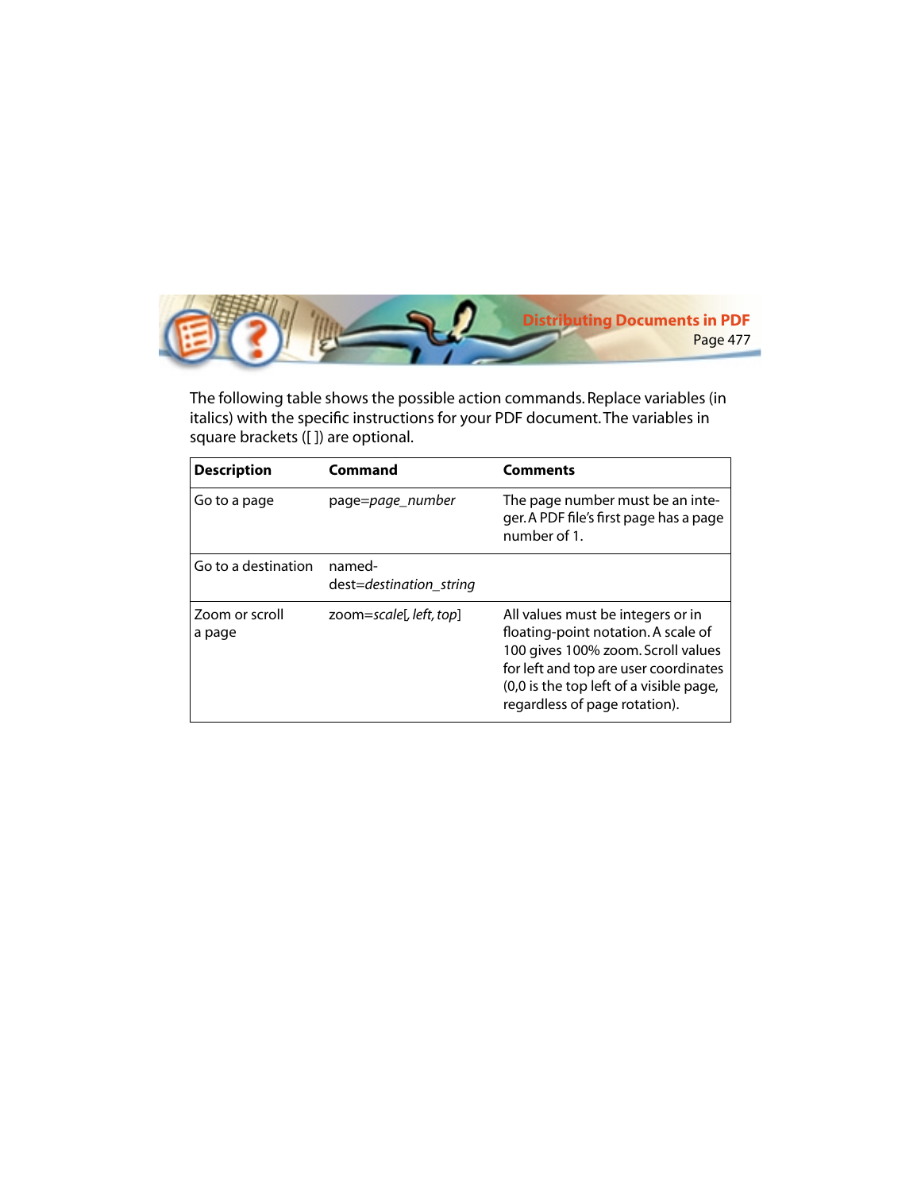The following table shows the possible action commands. Replace variables (in italics) with the specific instructions for your PDF document. The variables in square brackets ([ ]) are optional.

| **Description** | **Command** | **Comments** |
|---|---|---|
| Go to a page | page=*page_number* | The page number must be an integer. A PDF file's first page has a page number of 1. |
| Go to a destination | named-dest=*destination_string* | |
| Zoom or scroll a page | zoom=*scale*[, *left*, *top*] | All values must be integers or in floating-point notation. A scale of 100 gives 100% zoom. Scroll values for left and top are user coordinates (0,0 is the top left of a visible page, regardless of page rotation). |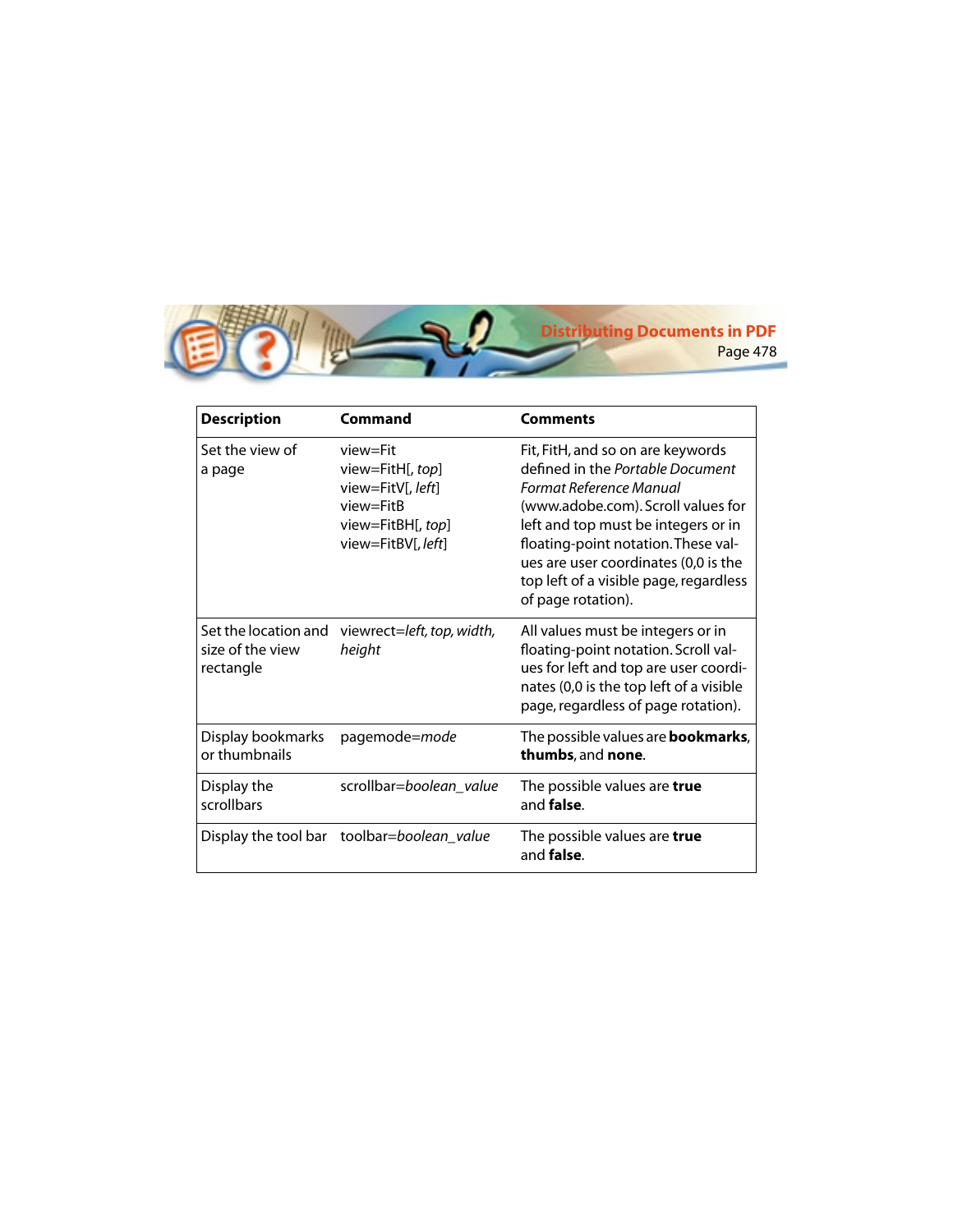| **Description** | **Command** | **Comments** |
|---|---|---|
| Set the view of a page | view=Fit<br>view=FitH[, *top*]<br>view=FitV[, *left*]<br>view=FitB<br>view=FitBH[, *top*]<br>view=FitBV[, *left*] | Fit, FitH, and so on are keywords defined in the *Portable Document Format Reference Manual* (www.adobe.com). Scroll values for left and top must be integers or in floating-point notation. These values are user coordinates (0,0 is the top left of a visible page, regardless of page rotation). |
| Set the location and size of the view rectangle | viewrect=*left, top, width, height* | All values must be integers or in floating-point notation. Scroll values for left and top are user coordinates (0,0 is the top left of a visible page, regardless of page rotation). |
| Display bookmarks or thumbnails | pagemode=*mode* | The possible values are **bookmarks**, **thumbs**, and **none**. |
| Display the scrollbars | scrollbar=*boolean_value* | The possible values are **true** and **false**. |
| Display the tool bar | toolbar=*boolean_value* | The possible values are **true** and **false**. |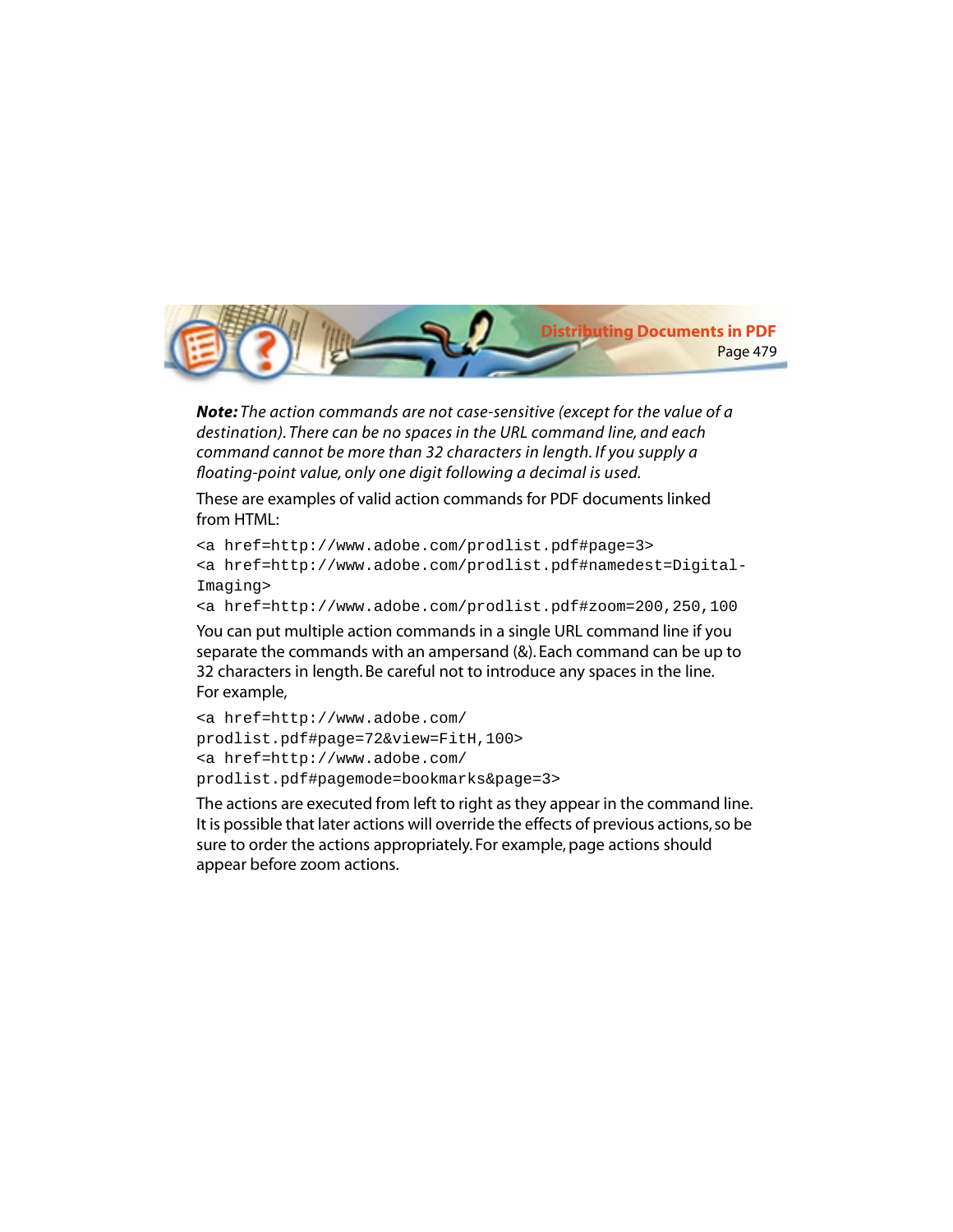***Note:*** *The action commands are not case-sensitive (except for the value of a destination). There can be no spaces in the URL command line, and each command cannot be more than 32 characters in length. If you supply a floating-point value, only one digit following a decimal is used.*

These are examples of valid action commands for PDF documents linked from HTML:

```
<a href=http://www.adobe.com/prodlist.pdf#page=3>
<a href=http://www.adobe.com/prodlist.pdf#namedest=Digital-
Imaging>
<a href=http://www.adobe.com/prodlist.pdf#zoom=200,250,100
```

You can put multiple action commands in a single URL command line if you separate the commands with an ampersand (&). Each command can be up to 32 characters in length. Be careful not to introduce any spaces in the line. For example,

```
<a href=http://www.adobe.com/
prodlist.pdf#page=72&view=FitH,100>
<a href=http://www.adobe.com/
prodlist.pdf#pagemode=bookmarks&page=3>
```

The actions are executed from left to right as they appear in the command line. It is possible that later actions will override the effects of previous actions, so be sure to order the actions appropriately. For example, page actions should appear before zoom actions.